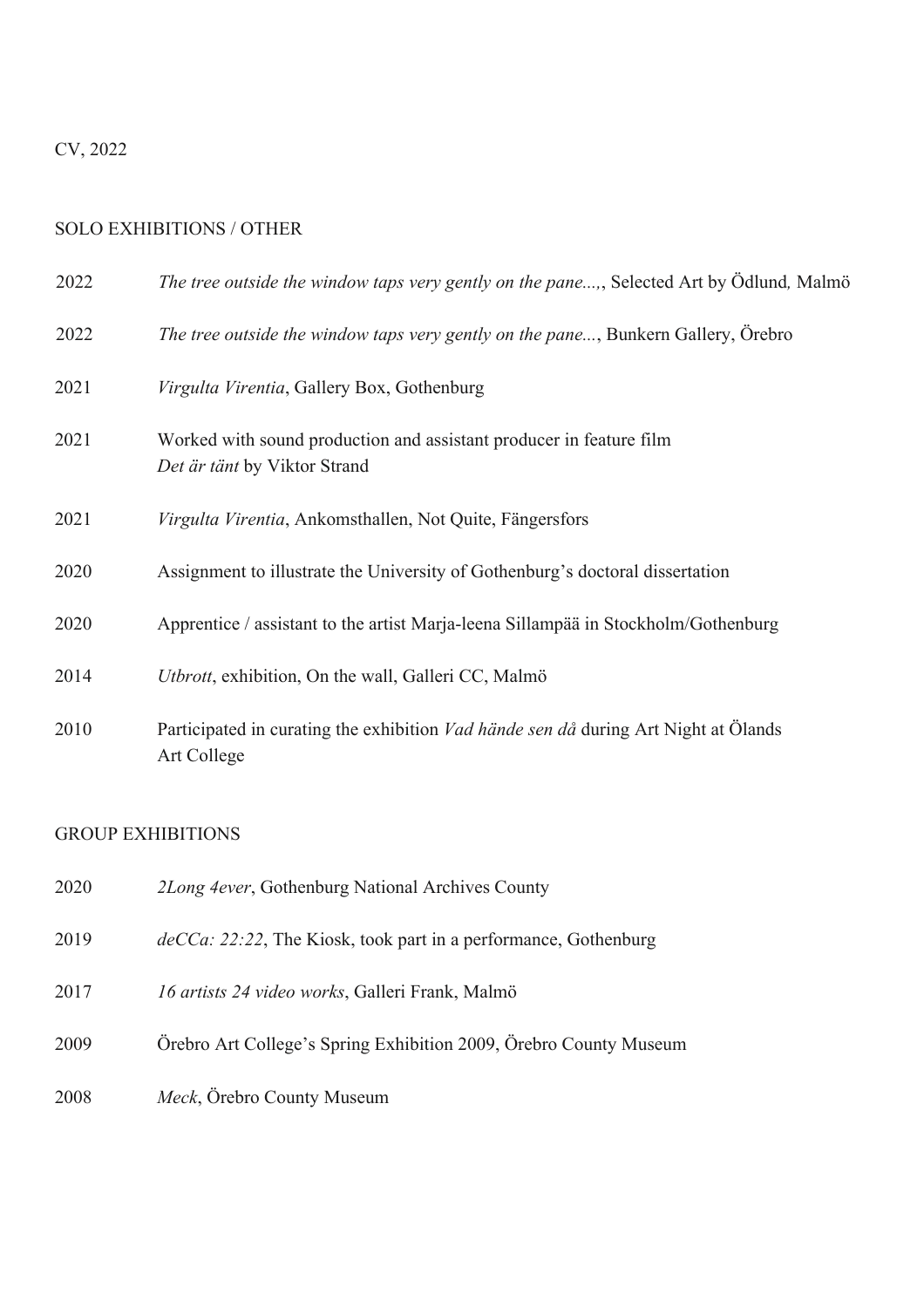CV, 2022

## SOLO EXHIBITIONS / OTHER

| | |
|---|---|
| 2022 | *The tree outside the window taps very gently on the pane...*, Selected Art by Ödlund, Malmö |
| 2022 | *The tree outside the window taps very gently on the pane...*, Bunkern Gallery, Örebro |
| 2021 | *Virgulta Virentia*, Gallery Box, Gothenburg |
| 2021 | Worked with sound production and assistant producer in feature film *Det är tänt* by Viktor Strand |
| 2021 | *Virgulta Virentia*, Ankomsthallen, Not Quite, Fängersfors |
| 2020 | Assignment to illustrate the University of Gothenburg's doctoral dissertation |
| 2020 | Apprentice / assistant to the artist Marja-leena Sillampää in Stockholm/Gothenburg |
| 2014 | *Utbrott*, exhibition, On the wall, Galleri CC, Malmö |
| 2010 | Participated in curating the exhibition *Vad hände sen då* during Art Night at Ölands Art College |

## GROUP EXHIBITIONS

| | |
|---|---|
| 2020 | *2Long 4ever*, Gothenburg National Archives County |
| 2019 | *deCCa: 22:22*, The Kiosk, took part in a performance, Gothenburg |
| 2017 | *16 artists 24 video works*, Galleri Frank, Malmö |
| 2009 | Örebro Art College's Spring Exhibition 2009, Örebro County Museum |
| 2008 | *Meck*, Örebro County Museum |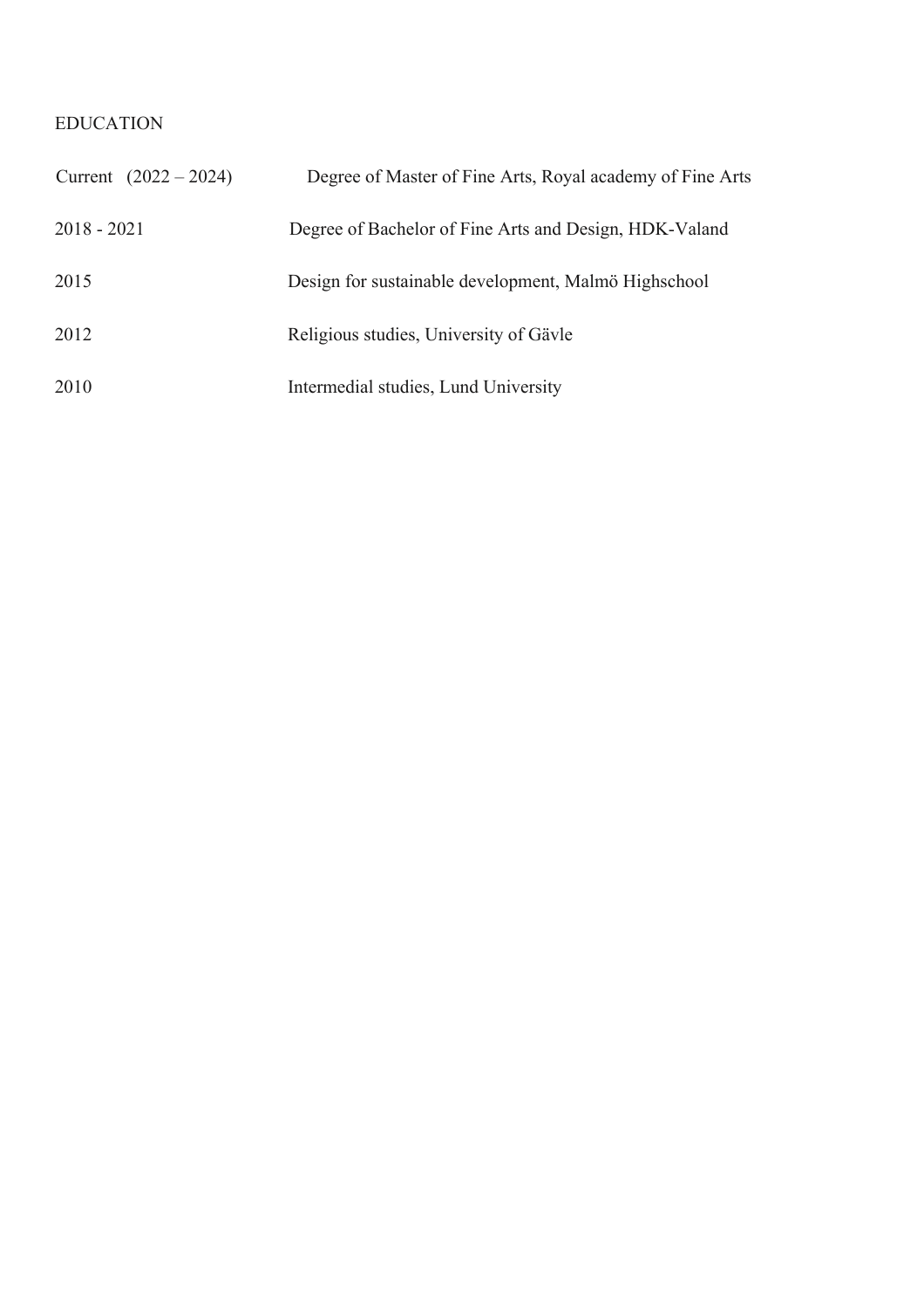## EDUCATION

| | |
|---|---|
| Current (2022 – 2024) | Degree of Master of Fine Arts, Royal academy of Fine Arts |
| 2018 - 2021 | Degree of Bachelor of Fine Arts and Design, HDK-Valand |
| 2015 | Design for sustainable development, Malmö Highschool |
| 2012 | Religious studies, University of Gävle |
| 2010 | Intermedial studies, Lund University |